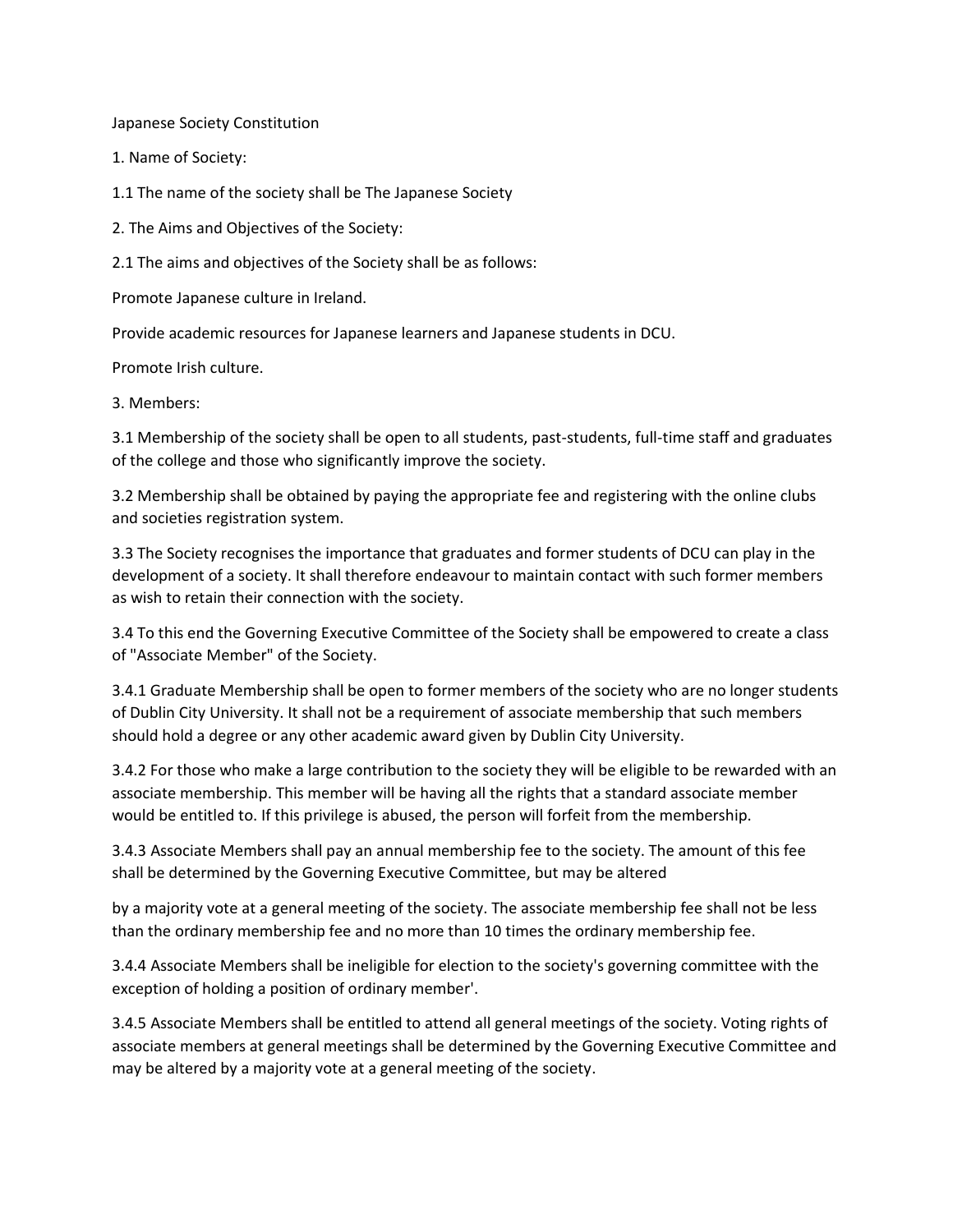# Japanese Society Constitution

## 1. Name of Society:

1.1 The name of the society shall be The Japanese Society

## 2. The Aims and Objectives of the Society:

2.1 The aims and objectives of the Society shall be as follows:

Promote Japanese culture in Ireland.

Provide academic resources for Japanese learners and Japanese students in DCU.

Promote Irish culture.

## 3. Members:

3.1 Membership of the society shall be open to all students, past-students, full-time staff and graduates of the college and those who significantly improve the society.

3.2 Membership shall be obtained by paying the appropriate fee and registering with the online clubs and societies registration system.

3.3 The Society recognises the importance that graduates and former students of DCU can play in the development of a society. It shall therefore endeavour to maintain contact with such former members as wish to retain their connection with the society.

3.4 To this end the Governing Executive Committee of the Society shall be empowered to create a class of "Associate Member" of the Society.

3.4.1 Graduate Membership shall be open to former members of the society who are no longer students of Dublin City University. It shall not be a requirement of associate membership that such members should hold a degree or any other academic award given by Dublin City University.

3.4.2 For those who make a large contribution to the society they will be eligible to be rewarded with an associate membership. This member will be having all the rights that a standard associate member would be entitled to. If this privilege is abused, the person will forfeit from the membership.

3.4.3 Associate Members shall pay an annual membership fee to the society. The amount of this fee shall be determined by the Governing Executive Committee, but may be altered by a majority vote at a general meeting of the society. The associate membership fee shall not be less than the ordinary membership fee and no more than 10 times the ordinary membership fee.

3.4.4 Associate Members shall be ineligible for election to the society's governing committee with the exception of holding a position of ordinary member'.

3.4.5 Associate Members shall be entitled to attend all general meetings of the society. Voting rights of associate members at general meetings shall be determined by the Governing Executive Committee and may be altered by a majority vote at a general meeting of the society.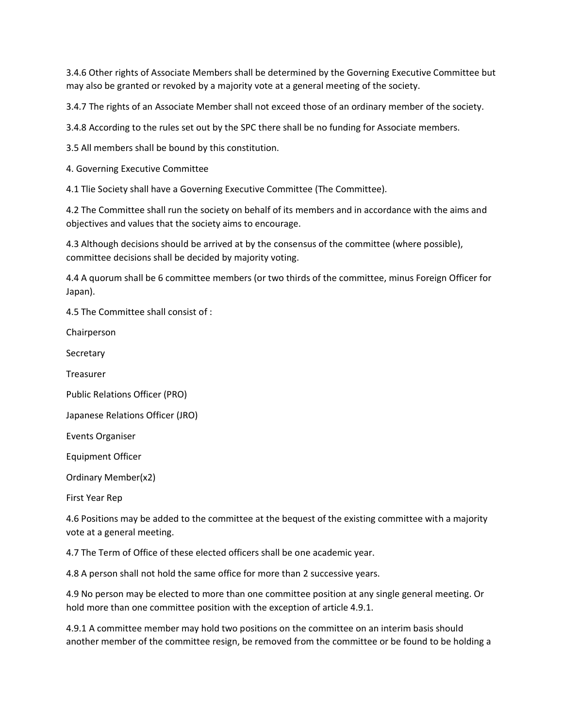3.4.6 Other rights of Associate Members shall be determined by the Governing Executive Committee but may also be granted or revoked by a majority vote at a general meeting of the society.

3.4.7 The rights of an Associate Member shall not exceed those of an ordinary member of the society.

3.4.8 According to the rules set out by the SPC there shall be no funding for Associate members.

3.5 All members shall be bound by this constitution.

## 4. Governing Executive Committee

4.1 Tlie Society shall have a Governing Executive Committee (The Committee).

4.2 The Committee shall run the society on behalf of its members and in accordance with the aims and objectives and values that the society aims to encourage.

4.3 Although decisions should be arrived at by the consensus of the committee (where possible), committee decisions shall be decided by majority voting.

4.4 A quorum shall be 6 committee members (or two thirds of the committee, minus Foreign Officer for Japan).

4.5 The Committee shall consist of :

Chairperson

Secretary

Treasurer

Public Relations Officer (PRO)

Japanese Relations Officer (JRO)

Events Organiser

Equipment Officer

Ordinary Member(x2)

First Year Rep

4.6 Positions may be added to the committee at the bequest of the existing committee with a majority vote at a general meeting.

4.7 The Term of Office of these elected officers shall be one academic year.

4.8 A person shall not hold the same office for more than 2 successive years.

4.9 No person may be elected to more than one committee position at any single general meeting. Or hold more than one committee position with the exception of article 4.9.1.

4.9.1 A committee member may hold two positions on the committee on an interim basis should another member of the committee resign, be removed from the committee or be found to be holding a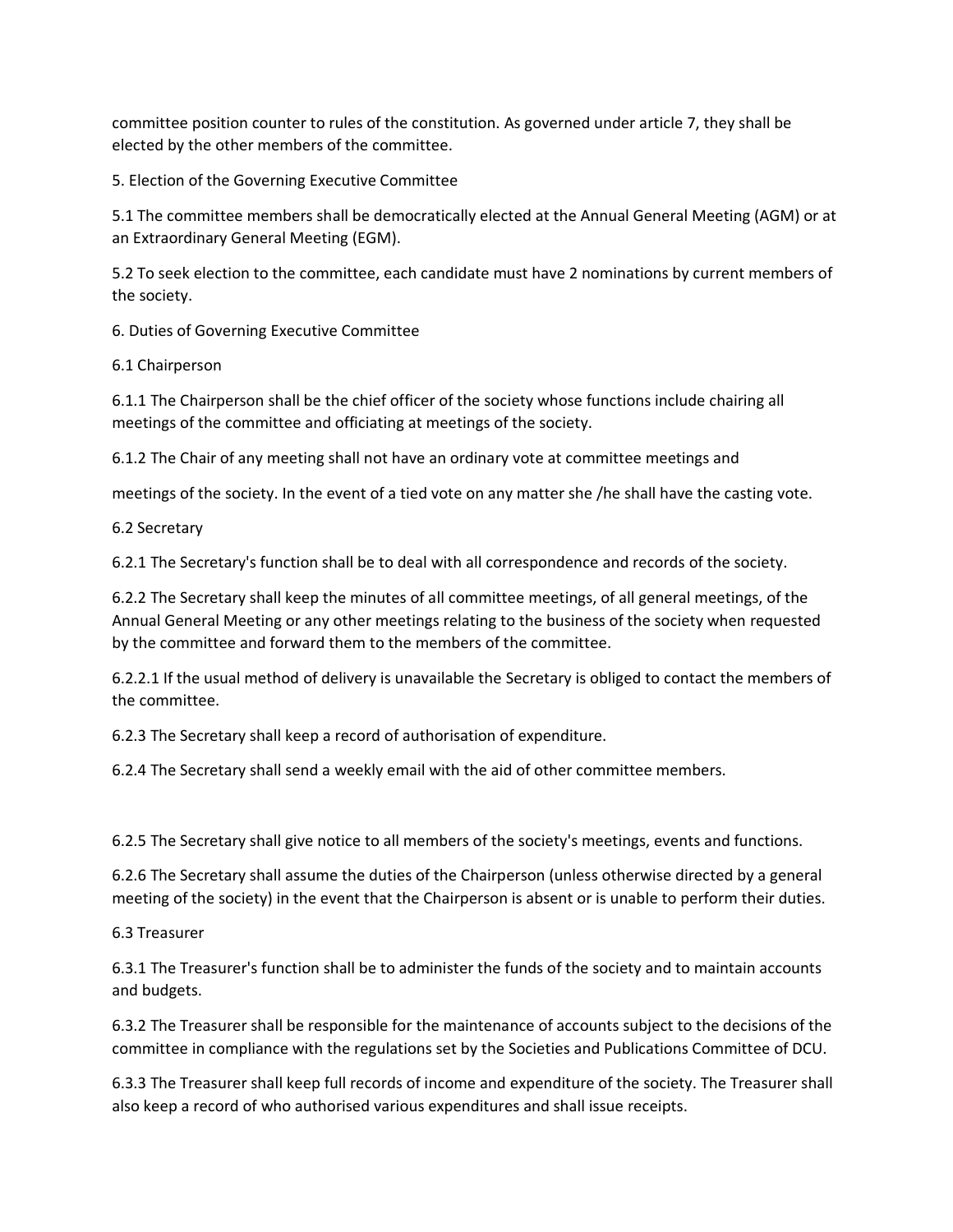committee position counter to rules of the constitution. As governed under article 7, they shall be elected by the other members of the committee.

## 5. Election of the Governing Executive Committee

5.1 The committee members shall be democratically elected at the Annual General Meeting (AGM) or at an Extraordinary General Meeting (EGM).

5.2 To seek election to the committee, each candidate must have 2 nominations by current members of the society.

## 6. Duties of Governing Executive Committee

### 6.1 Chairperson

6.1.1 The Chairperson shall be the chief officer of the society whose functions include chairing all meetings of the committee and officiating at meetings of the society.

6.1.2 The Chair of any meeting shall not have an ordinary vote at committee meetings and

meetings of the society. In the event of a tied vote on any matter she /he shall have the casting vote.

### 6.2 Secretary

6.2.1 The Secretary's function shall be to deal with all correspondence and records of the society.

6.2.2 The Secretary shall keep the minutes of all committee meetings, of all general meetings, of the Annual General Meeting or any other meetings relating to the business of the society when requested by the committee and forward them to the members of the committee.

6.2.2.1 If the usual method of delivery is unavailable the Secretary is obliged to contact the members of the committee.

6.2.3 The Secretary shall keep a record of authorisation of expenditure.

6.2.4 The Secretary shall send a weekly email with the aid of other committee members.

6.2.5 The Secretary shall give notice to all members of the society's meetings, events and functions.

6.2.6 The Secretary shall assume the duties of the Chairperson (unless otherwise directed by a general meeting of the society) in the event that the Chairperson is absent or is unable to perform their duties.

### 6.3 Treasurer

6.3.1 The Treasurer's function shall be to administer the funds of the society and to maintain accounts and budgets.

6.3.2 The Treasurer shall be responsible for the maintenance of accounts subject to the decisions of the committee in compliance with the regulations set by the Societies and Publications Committee of DCU.

6.3.3 The Treasurer shall keep full records of income and expenditure of the society. The Treasurer shall also keep a record of who authorised various expenditures and shall issue receipts.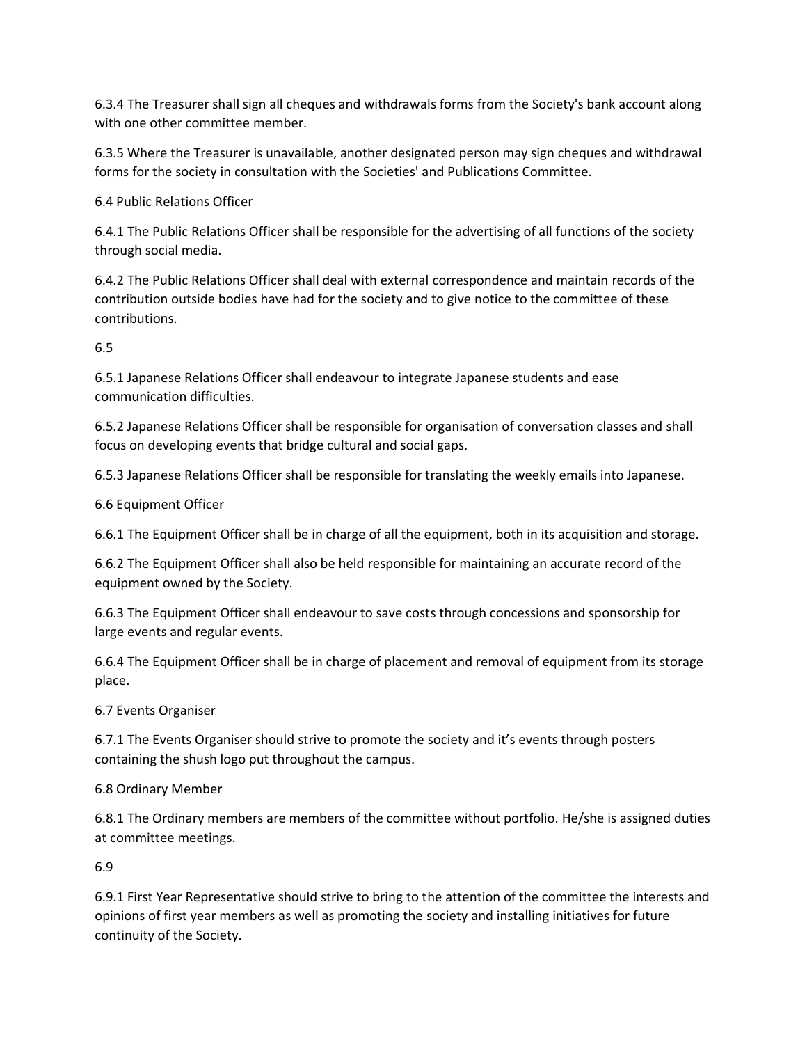6.3.4 The Treasurer shall sign all cheques and withdrawals forms from the Society's bank account along with one other committee member.

6.3.5 Where the Treasurer is unavailable, another designated person may sign cheques and withdrawal forms for the society in consultation with the Societies' and Publications Committee.

6.4 Public Relations Officer

6.4.1 The Public Relations Officer shall be responsible for the advertising of all functions of the society through social media.

6.4.2 The Public Relations Officer shall deal with external correspondence and maintain records of the contribution outside bodies have had for the society and to give notice to the committee of these contributions.

6.5

6.5.1 Japanese Relations Officer shall endeavour to integrate Japanese students and ease communication difficulties.

6.5.2 Japanese Relations Officer shall be responsible for organisation of conversation classes and shall focus on developing events that bridge cultural and social gaps.

6.5.3 Japanese Relations Officer shall be responsible for translating the weekly emails into Japanese.

6.6 Equipment Officer

6.6.1 The Equipment Officer shall be in charge of all the equipment, both in its acquisition and storage.

6.6.2 The Equipment Officer shall also be held responsible for maintaining an accurate record of the equipment owned by the Society.

6.6.3 The Equipment Officer shall endeavour to save costs through concessions and sponsorship for large events and regular events.

6.6.4 The Equipment Officer shall be in charge of placement and removal of equipment from its storage place.

6.7 Events Organiser

6.7.1 The Events Organiser should strive to promote the society and it's events through posters containing the shush logo put throughout the campus.

6.8 Ordinary Member

6.8.1 The Ordinary members are members of the committee without portfolio. He/she is assigned duties at committee meetings.

6.9

6.9.1 First Year Representative should strive to bring to the attention of the committee the interests and opinions of first year members as well as promoting the society and installing initiatives for future continuity of the Society.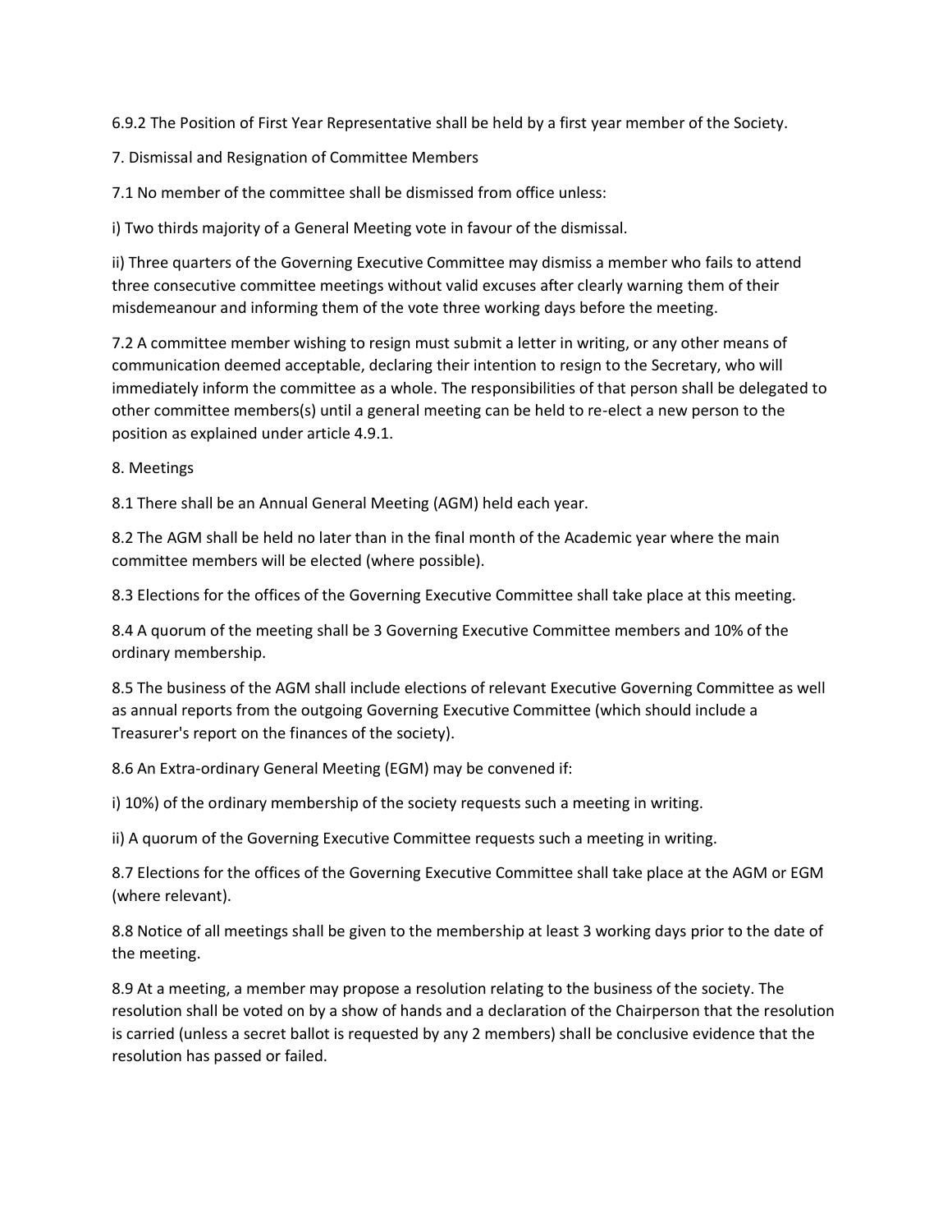6.9.2 The Position of First Year Representative shall be held by a first year member of the Society.

## 7. Dismissal and Resignation of Committee Members

7.1 No member of the committee shall be dismissed from office unless:

i) Two thirds majority of a General Meeting vote in favour of the dismissal.

ii) Three quarters of the Governing Executive Committee may dismiss a member who fails to attend three consecutive committee meetings without valid excuses after clearly warning them of their misdemeanour and informing them of the vote three working days before the meeting.

7.2 A committee member wishing to resign must submit a letter in writing, or any other means of communication deemed acceptable, declaring their intention to resign to the Secretary, who will immediately inform the committee as a whole. The responsibilities of that person shall be delegated to other committee members(s) until a general meeting can be held to re-elect a new person to the position as explained under article 4.9.1.

## 8. Meetings

8.1 There shall be an Annual General Meeting (AGM) held each year.

8.2 The AGM shall be held no later than in the final month of the Academic year where the main committee members will be elected (where possible).

8.3 Elections for the offices of the Governing Executive Committee shall take place at this meeting.

8.4 A quorum of the meeting shall be 3 Governing Executive Committee members and 10% of the ordinary membership.

8.5 The business of the AGM shall include elections of relevant Executive Governing Committee as well as annual reports from the outgoing Governing Executive Committee (which should include a Treasurer's report on the finances of the society).

8.6 An Extra-ordinary General Meeting (EGM) may be convened if:

i) 10%) of the ordinary membership of the society requests such a meeting in writing.

ii) A quorum of the Governing Executive Committee requests such a meeting in writing.

8.7 Elections for the offices of the Governing Executive Committee shall take place at the AGM or EGM (where relevant).

8.8 Notice of all meetings shall be given to the membership at least 3 working days prior to the date of the meeting.

8.9 At a meeting, a member may propose a resolution relating to the business of the society. The resolution shall be voted on by a show of hands and a declaration of the Chairperson that the resolution is carried (unless a secret ballot is requested by any 2 members) shall be conclusive evidence that the resolution has passed or failed.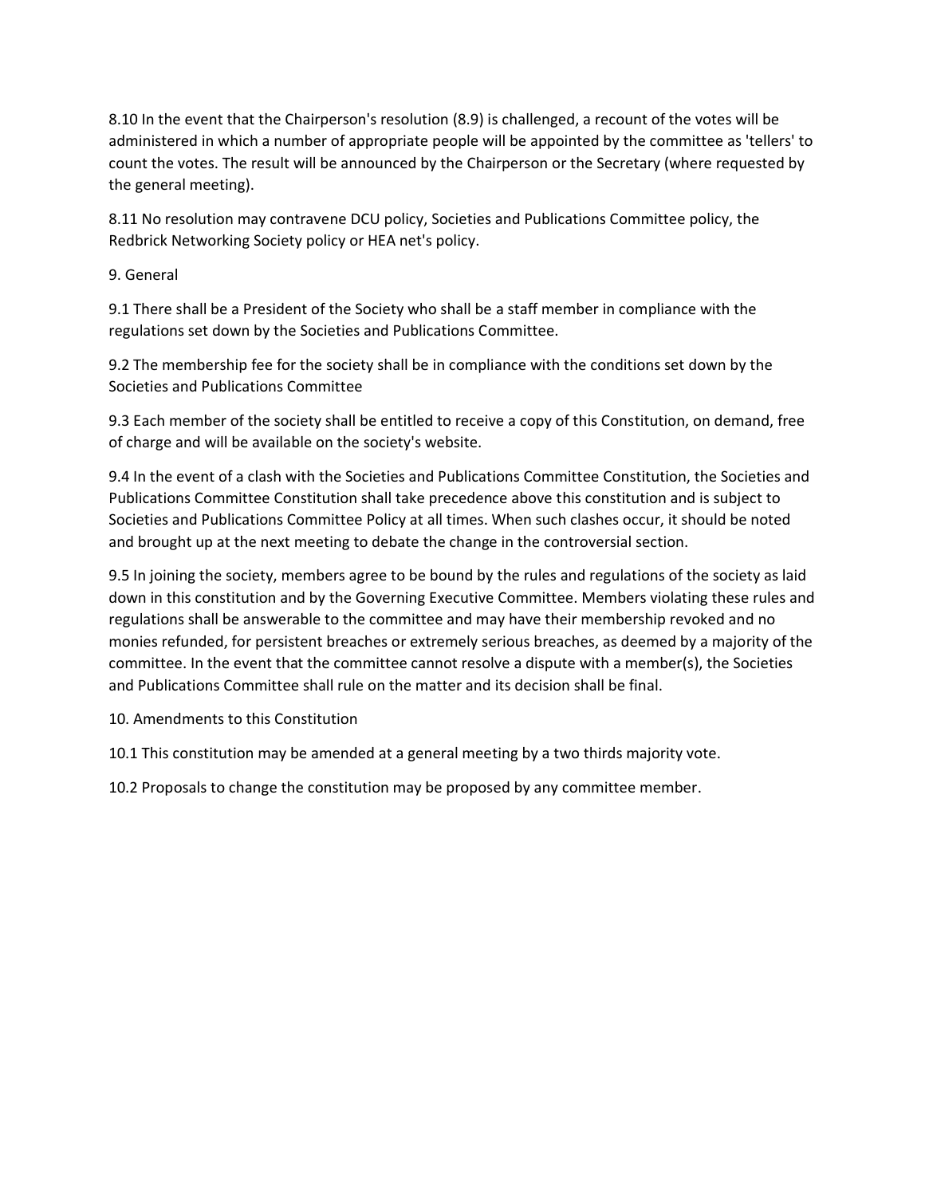8.10 In the event that the Chairperson's resolution (8.9) is challenged, a recount of the votes will be administered in which a number of appropriate people will be appointed by the committee as 'tellers' to count the votes. The result will be announced by the Chairperson or the Secretary (where requested by the general meeting).

8.11 No resolution may contravene DCU policy, Societies and Publications Committee policy, the Redbrick Networking Society policy or HEA net's policy.

## 9. General

9.1 There shall be a President of the Society who shall be a staff member in compliance with the regulations set down by the Societies and Publications Committee.

9.2 The membership fee for the society shall be in compliance with the conditions set down by the Societies and Publications Committee

9.3 Each member of the society shall be entitled to receive a copy of this Constitution, on demand, free of charge and will be available on the society's website.

9.4 In the event of a clash with the Societies and Publications Committee Constitution, the Societies and Publications Committee Constitution shall take precedence above this constitution and is subject to Societies and Publications Committee Policy at all times. When such clashes occur, it should be noted and brought up at the next meeting to debate the change in the controversial section.

9.5 In joining the society, members agree to be bound by the rules and regulations of the society as laid down in this constitution and by the Governing Executive Committee. Members violating these rules and regulations shall be answerable to the committee and may have their membership revoked and no monies refunded, for persistent breaches or extremely serious breaches, as deemed by a majority of the committee. In the event that the committee cannot resolve a dispute with a member(s), the Societies and Publications Committee shall rule on the matter and its decision shall be final.

## 10. Amendments to this Constitution

10.1 This constitution may be amended at a general meeting by a two thirds majority vote.

10.2 Proposals to change the constitution may be proposed by any committee member.